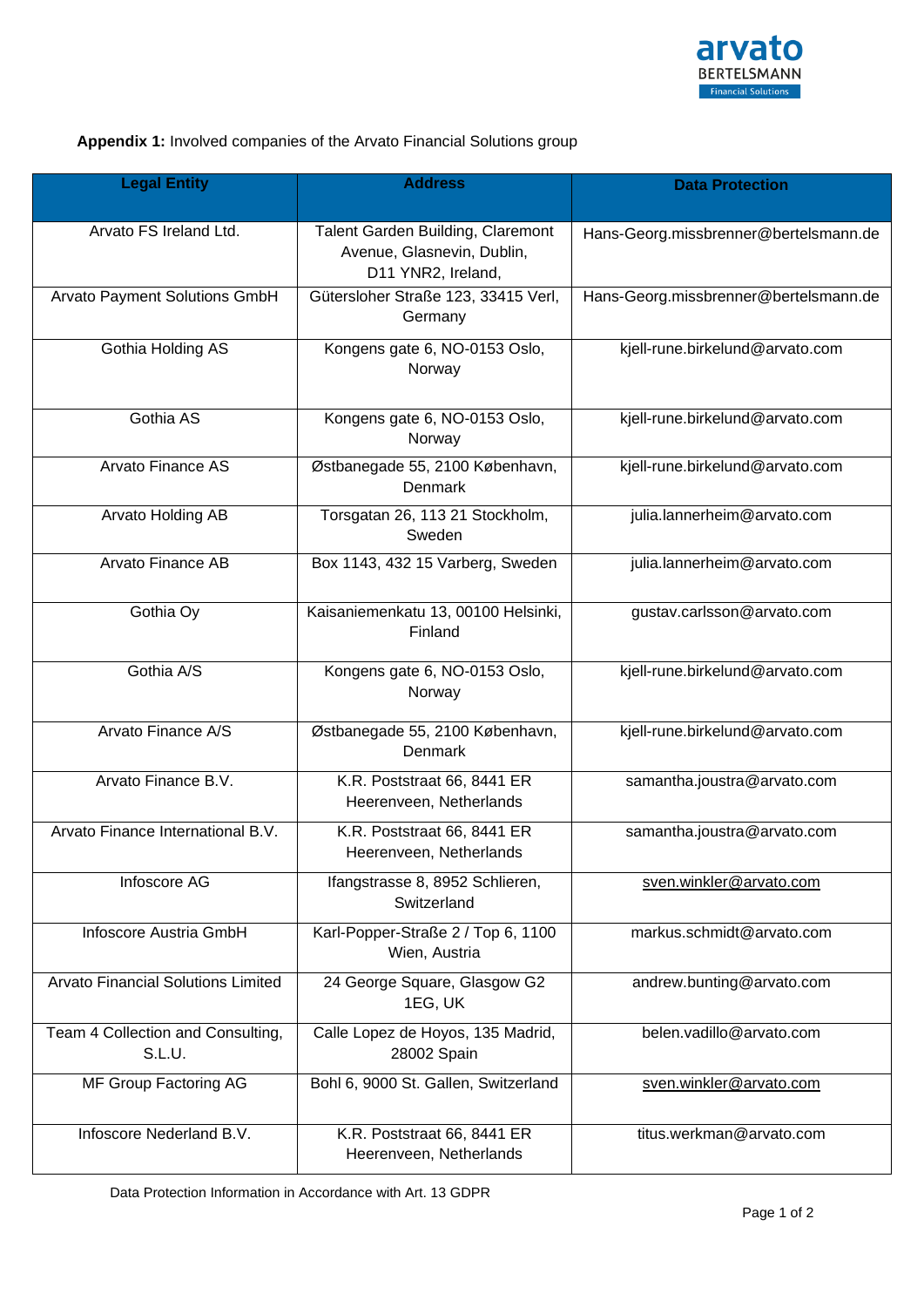**Appendix 1:** Involved companies of the Arvato Financial Solutions group

| Legal Entity | Address | Data Protection |
|---|---|---|
| Arvato FS Ireland Ltd. | Talent Garden Building, Claremont Avenue, Glasnevin, Dublin, D11 YNR2, Ireland, | Hans-Georg.missbrenner@bertelsmann.de |
| Arvato Payment Solutions GmbH | Gütersloher Straße 123, 33415 Verl, Germany | Hans-Georg.missbrenner@bertelsmann.de |
| Gothia Holding AS | Kongens gate 6, NO-0153 Oslo, Norway | kjell-rune.birkelund@arvato.com |
| Gothia AS | Kongens gate 6, NO-0153 Oslo, Norway | kjell-rune.birkelund@arvato.com |
| Arvato Finance AS | Østbanegade 55, 2100 København, Denmark | kjell-rune.birkelund@arvato.com |
| Arvato Holding AB | Torsgatan 26, 113 21 Stockholm, Sweden | julia.lannerheim@arvato.com |
| Arvato Finance AB | Box 1143, 432 15 Varberg, Sweden | julia.lannerheim@arvato.com |
| Gothia Oy | Kaisaniemenkatu 13, 00100 Helsinki, Finland | gustav.carlsson@arvato.com |
| Gothia A/S | Kongens gate 6, NO-0153 Oslo, Norway | kjell-rune.birkelund@arvato.com |
| Arvato Finance A/S | Østbanegade 55, 2100 København, Denmark | kjell-rune.birkelund@arvato.com |
| Arvato Finance B.V. | K.R. Poststraat 66, 8441 ER Heerenveen, Netherlands | samantha.joustra@arvato.com |
| Arvato Finance International B.V. | K.R. Poststraat 66, 8441 ER Heerenveen, Netherlands | samantha.joustra@arvato.com |
| Infoscore AG | Ifangstrasse 8, 8952 Schlieren, Switzerland | sven.winkler@arvato.com |
| Infoscore Austria GmbH | Karl-Popper-Straße 2 / Top 6, 1100 Wien, Austria | markus.schmidt@arvato.com |
| Arvato Financial Solutions Limited | 24 George Square, Glasgow G2 1EG, UK | andrew.bunting@arvato.com |
| Team 4 Collection and Consulting, S.L.U. | Calle Lopez de Hoyos, 135 Madrid, 28002 Spain | belen.vadillo@arvato.com |
| MF Group Factoring AG | Bohl 6, 9000 St. Gallen, Switzerland | sven.winkler@arvato.com |
| Infoscore Nederland B.V. | K.R. Poststraat 66, 8441 ER Heerenveen, Netherlands | titus.werkman@arvato.com |

Data Protection Information in Accordance with Art. 13 GDPR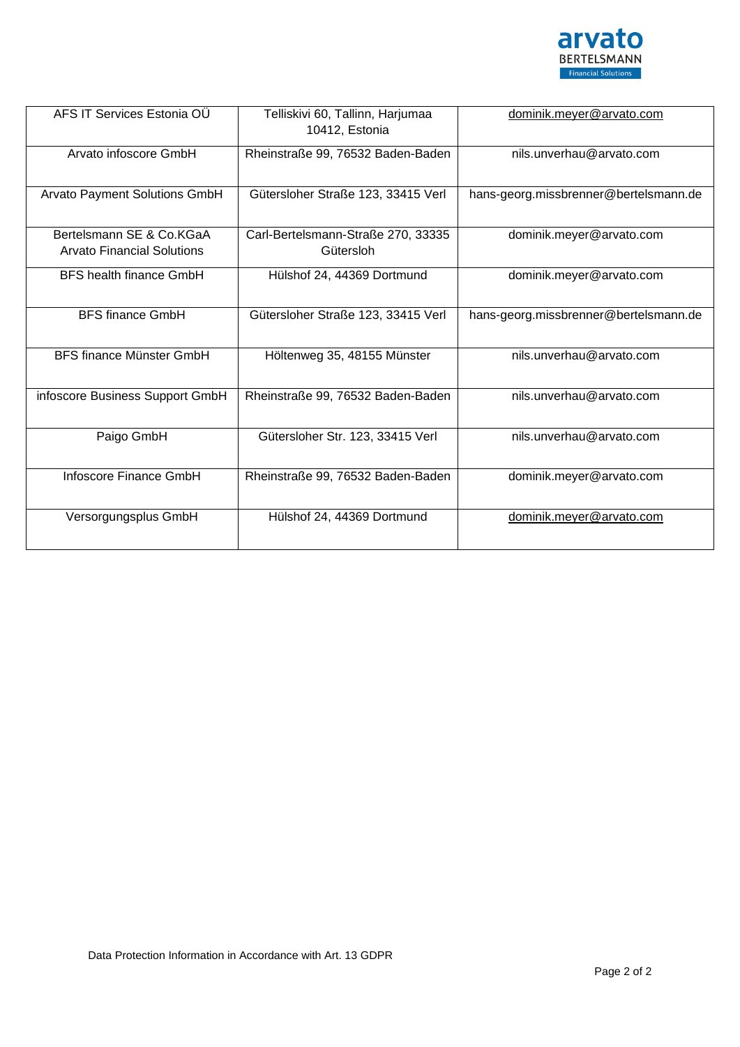| | | |
|---|---|---|
| AFS IT Services Estonia OÜ | Telliskivi 60, Tallinn, Harjumaa 10412, Estonia | dominik.meyer@arvato.com |
| Arvato infoscore GmbH | Rheinstraße 99, 76532 Baden-Baden | nils.unverhau@arvato.com |
| Arvato Payment Solutions GmbH | Gütersloher Straße 123, 33415 Verl | hans-georg.missbrenner@bertelsmann.de |
| Bertelsmann SE & Co.KGaA Arvato Financial Solutions | Carl-Bertelsmann-Straße 270, 33335 Gütersloh | dominik.meyer@arvato.com |
| BFS health finance GmbH | Hülshof 24, 44369 Dortmund | dominik.meyer@arvato.com |
| BFS finance GmbH | Gütersloher Straße 123, 33415 Verl | hans-georg.missbrenner@bertelsmann.de |
| BFS finance Münster GmbH | Höltenweg 35, 48155 Münster | nils.unverhau@arvato.com |
| infoscore Business Support GmbH | Rheinstraße 99, 76532 Baden-Baden | nils.unverhau@arvato.com |
| Paigo GmbH | Gütersloher Str. 123, 33415 Verl | nils.unverhau@arvato.com |
| Infoscore Finance GmbH | Rheinstraße 99, 76532 Baden-Baden | dominik.meyer@arvato.com |
| Versorgungsplus GmbH | Hülshof 24, 44369 Dortmund | dominik.meyer@arvato.com |